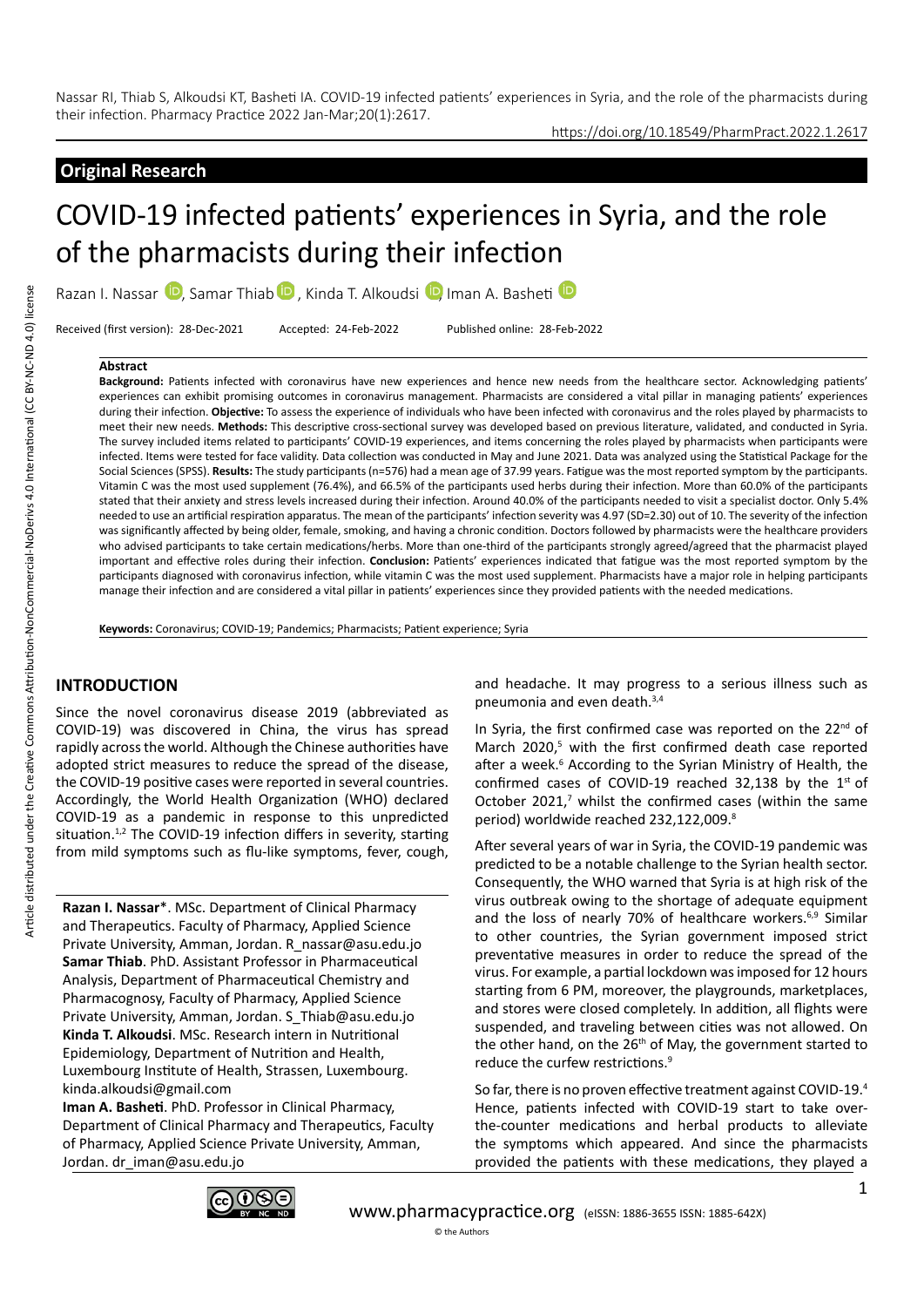Nassar RI, Thiab S, Alkoudsi KT, Basheti IA. COVID-19 infected patients' experiences in Syria, and the role of the pharmacists during their infection. Pharmacy Practice 2022 Jan-Mar;20(1):2617.

https://doi.org/10.18549/PharmPract.2022.1.2617

**Original Research**

# COVID-19 infected patients' experiences in Syria, and the role of the pharmacists during their infection

Razan I. Nassar, Samar Thiab, Kinda T. Alkoudsi, Iman A. Basheti

Received (first version): 28-Dec-2021 Accepted: 24-Feb-2022 Published online: 28-Feb-2022

### Abstract

**Background:** Patients infected with coronavirus have new experiences and hence new needs from the healthcare sector. Acknowledging patients' experiences can exhibit promising outcomes in coronavirus management. Pharmacists are considered a vital pillar in managing patients' experiences during their infection. **Objective:** To assess the experience of individuals who have been infected with coronavirus and the roles played by pharmacists to meet their new needs. **Methods:** This descriptive cross-sectional survey was developed based on previous literature, validated, and conducted in Syria. The survey included items related to participants' COVID-19 experiences, and items concerning the roles played by pharmacists when participants were infected. Items were tested for face validity. Data collection was conducted in May and June 2021. Data was analyzed using the Statistical Package for the Social Sciences (SPSS). **Results:** The study participants (n=576) had a mean age of 37.99 years. Fatigue was the most reported symptom by the participants. Vitamin C was the most used supplement (76.4%), and 66.5% of the participants used herbs during their infection. More than 60.0% of the participants stated that their anxiety and stress levels increased during their infection. Around 40.0% of the participants needed to visit a specialist doctor. Only 5.4% needed to use an artificial respiration apparatus. The mean of the participants' infection severity was 4.97 (SD=2.30) out of 10. The severity of the infection was significantly affected by being older, female, smoking, and having a chronic condition. Doctors followed by pharmacists were the healthcare providers who advised participants to take certain medications/herbs. More than one-third of the participants strongly agreed/agreed that the pharmacist played important and effective roles during their infection. **Conclusion:** Patients' experiences indicated that fatigue was the most reported symptom by the participants diagnosed with coronavirus infection, while vitamin C was the most used supplement. Pharmacists have a major role in helping participants manage their infection and are considered a vital pillar in patients' experiences since they provided patients with the needed medications.

**Keywords:** Coronavirus; COVID-19; Pandemics; Pharmacists; Patient experience; Syria

## INTRODUCTION

Since the novel coronavirus disease 2019 (abbreviated as COVID-19) was discovered in China, the virus has spread rapidly across the world. Although the Chinese authorities have adopted strict measures to reduce the spread of the disease, the COVID-19 positive cases were reported in several countries. Accordingly, the World Health Organization (WHO) declared COVID-19 as a pandemic in response to this unpredicted situation.[1,2] The COVID-19 infection differs in severity, starting from mild symptoms such as flu-like symptoms, fever, cough, and headache. It may progress to a serious illness such as pneumonia and even death.[3,4]

In Syria, the first confirmed case was reported on the 22nd of March 2020,[5] with the first confirmed death case reported after a week.[6] According to the Syrian Ministry of Health, the confirmed cases of COVID-19 reached 32,138 by the 1st of October 2021,[7] whilst the confirmed cases (within the same period) worldwide reached 232,122,009.[8]

After several years of war in Syria, the COVID-19 pandemic was predicted to be a notable challenge to the Syrian health sector. Consequently, the WHO warned that Syria is at high risk of the virus outbreak owing to the shortage of adequate equipment and the loss of nearly 70% of healthcare workers.[6,9] Similar to other countries, the Syrian government imposed strict preventative measures in order to reduce the spread of the virus. For example, a partial lockdown was imposed for 12 hours starting from 6 PM, moreover, the playgrounds, marketplaces, and stores were closed completely. In addition, all flights were suspended, and traveling between cities was not allowed. On the other hand, on the 26th of May, the government started to reduce the curfew restrictions.[9]

So far, there is no proven effective treatment against COVID-19.[4] Hence, patients infected with COVID-19 start to take over-the-counter medications and herbal products to alleviate the symptoms which appeared. And since the pharmacists provided the patients with these medications, they played a

**Razan I. Nassar***. MSc. Department of Clinical Pharmacy and Therapeutics. Faculty of Pharmacy, Applied Science Private University, Amman, Jordan. R_nassar@asu.edu.jo
**Samar Thiab**. PhD. Assistant Professor in Pharmaceutical Analysis, Department of Pharmaceutical Chemistry and Pharmacognosy, Faculty of Pharmacy, Applied Science Private University, Amman, Jordan. S_Thiab@asu.edu.jo
**Kinda T. Alkoudsi**. MSc. Research intern in Nutritional Epidemiology, Department of Nutrition and Health, Luxembourg Institute of Health, Strassen, Luxembourg. kinda.alkoudsi@gmail.com
**Iman A. Basheti**. PhD. Professor in Clinical Pharmacy, Department of Clinical Pharmacy and Therapeutics, Faculty of Pharmacy, Applied Science Private University, Amman, Jordan. dr_iman@asu.edu.jo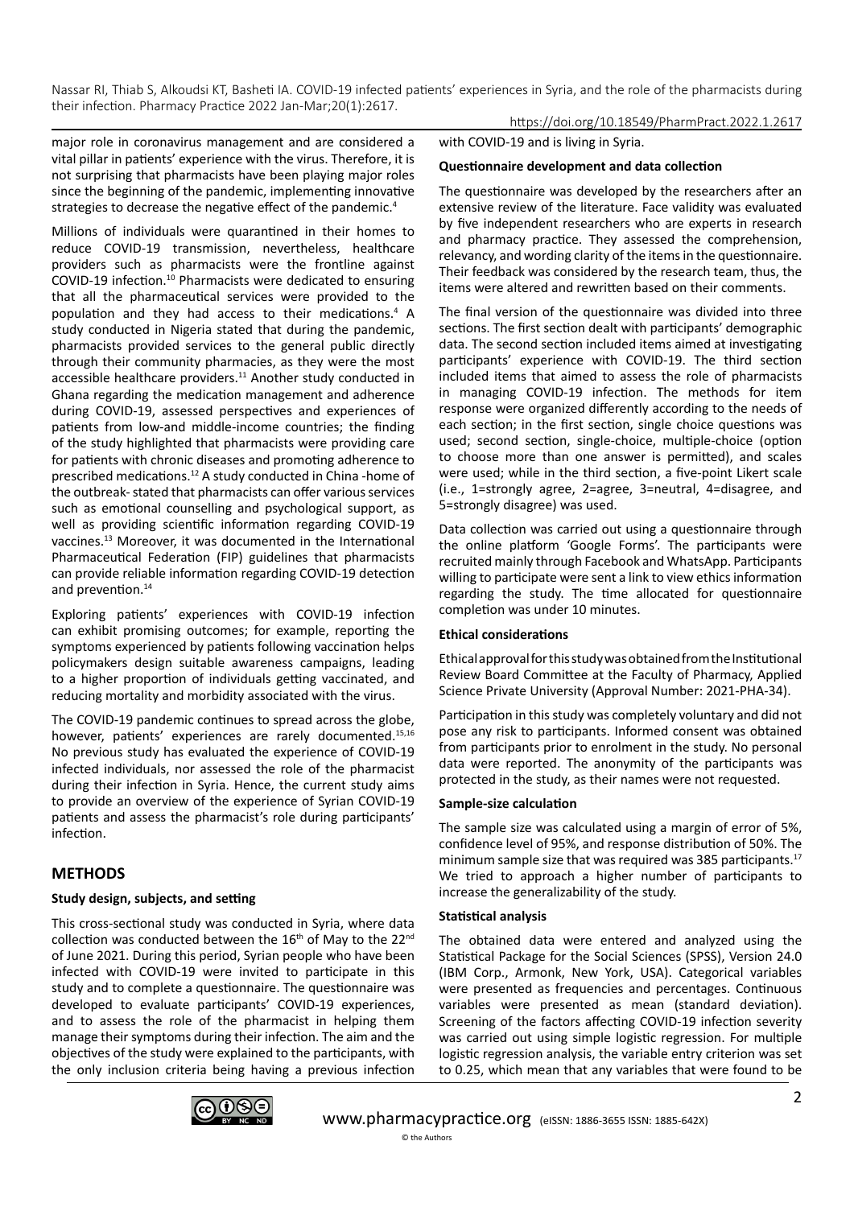major role in coronavirus management and are considered a vital pillar in patients' experience with the virus. Therefore, it is not surprising that pharmacists have been playing major roles since the beginning of the pandemic, implementing innovative strategies to decrease the negative effect of the pandemic.[4]

Millions of individuals were quarantined in their homes to reduce COVID-19 transmission, nevertheless, healthcare providers such as pharmacists were the frontline against COVID-19 infection.[10] Pharmacists were dedicated to ensuring that all the pharmaceutical services were provided to the population and they had access to their medications.[4] A study conducted in Nigeria stated that during the pandemic, pharmacists provided services to the general public directly through their community pharmacies, as they were the most accessible healthcare providers.[11] Another study conducted in Ghana regarding the medication management and adherence during COVID-19, assessed perspectives and experiences of patients from low-and middle-income countries; the finding of the study highlighted that pharmacists were providing care for patients with chronic diseases and promoting adherence to prescribed medications.[12] A study conducted in China -home of the outbreak- stated that pharmacists can offer various services such as emotional counselling and psychological support, as well as providing scientific information regarding COVID-19 vaccines.[13] Moreover, it was documented in the International Pharmaceutical Federation (FIP) guidelines that pharmacists can provide reliable information regarding COVID-19 detection and prevention.[14]

Exploring patients' experiences with COVID-19 infection can exhibit promising outcomes; for example, reporting the symptoms experienced by patients following vaccination helps policymakers design suitable awareness campaigns, leading to a higher proportion of individuals getting vaccinated, and reducing mortality and morbidity associated with the virus.

The COVID-19 pandemic continues to spread across the globe, however, patients' experiences are rarely documented.[15,16] No previous study has evaluated the experience of COVID-19 infected individuals, nor assessed the role of the pharmacist during their infection in Syria. Hence, the current study aims to provide an overview of the experience of Syrian COVID-19 patients and assess the pharmacist's role during participants' infection.

## METHODS

### Study design, subjects, and setting

This cross-sectional study was conducted in Syria, where data collection was conducted between the 16th of May to the 22nd of June 2021. During this period, Syrian people who have been infected with COVID-19 were invited to participate in this study and to complete a questionnaire. The questionnaire was developed to evaluate participants' COVID-19 experiences, and to assess the role of the pharmacist in helping them manage their symptoms during their infection. The aim and the objectives of the study were explained to the participants, with the only inclusion criteria being having a previous infection with COVID-19 and is living in Syria.

### Questionnaire development and data collection

The questionnaire was developed by the researchers after an extensive review of the literature. Face validity was evaluated by five independent researchers who are experts in research and pharmacy practice. They assessed the comprehension, relevancy, and wording clarity of the items in the questionnaire. Their feedback was considered by the research team, thus, the items were altered and rewritten based on their comments.

The final version of the questionnaire was divided into three sections. The first section dealt with participants' demographic data. The second section included items aimed at investigating participants' experience with COVID-19. The third section included items that aimed to assess the role of pharmacists in managing COVID-19 infection. The methods for item response were organized differently according to the needs of each section; in the first section, single choice questions was used; second section, single-choice, multiple-choice (option to choose more than one answer is permitted), and scales were used; while in the third section, a five-point Likert scale (i.e., 1=strongly agree, 2=agree, 3=neutral, 4=disagree, and 5=strongly disagree) was used.

Data collection was carried out using a questionnaire through the online platform 'Google Forms'. The participants were recruited mainly through Facebook and WhatsApp. Participants willing to participate were sent a link to view ethics information regarding the study. The time allocated for questionnaire completion was under 10 minutes.

### Ethical considerations

Ethical approval for this study was obtained from the Institutional Review Board Committee at the Faculty of Pharmacy, Applied Science Private University (Approval Number: 2021-PHA-34).

Participation in this study was completely voluntary and did not pose any risk to participants. Informed consent was obtained from participants prior to enrolment in the study. No personal data were reported. The anonymity of the participants was protected in the study, as their names were not requested.

### Sample-size calculation

The sample size was calculated using a margin of error of 5%, confidence level of 95%, and response distribution of 50%. The minimum sample size that was required was 385 participants.[17] We tried to approach a higher number of participants to increase the generalizability of the study.

### Statistical analysis

The obtained data were entered and analyzed using the Statistical Package for the Social Sciences (SPSS), Version 24.0 (IBM Corp., Armonk, New York, USA). Categorical variables were presented as frequencies and percentages. Continuous variables were presented as mean (standard deviation). Screening of the factors affecting COVID-19 infection severity was carried out using simple logistic regression. For multiple logistic regression analysis, the variable entry criterion was set to 0.25, which mean that any variables that were found to be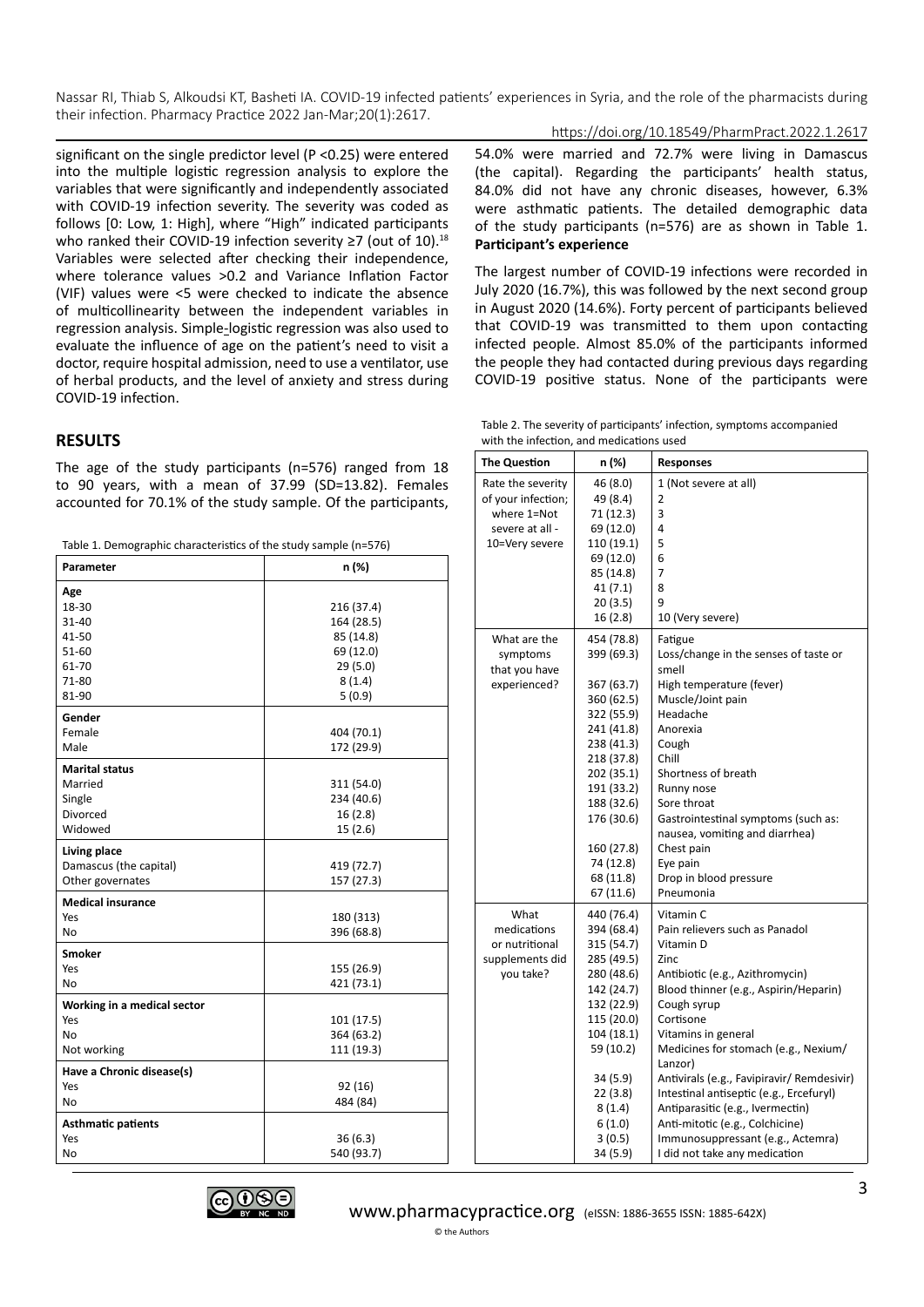significant on the single predictor level (P <0.25) were entered into the multiple logistic regression analysis to explore the variables that were significantly and independently associated with COVID-19 infection severity. The severity was coded as follows [0: Low, 1: High], where "High" indicated participants who ranked their COVID-19 infection severity ≥7 (out of 10).[18] Variables were selected after checking their independence, where tolerance values >0.2 and Variance Inflation Factor (VIF) values were <5 were checked to indicate the absence of multicollinearity between the independent variables in regression analysis. Simple-logistic regression was also used to evaluate the influence of age on the patient's need to visit a doctor, require hospital admission, need to use a ventilator, use of herbal products, and the level of anxiety and stress during COVID-19 infection.

## RESULTS

The age of the study participants (n=576) ranged from 18 to 90 years, with a mean of 37.99 (SD=13.82). Females accounted for 70.1% of the study sample. Of the participants, 54.0% were married and 72.7% were living in Damascus (the capital). Regarding the participants' health status, 84.0% did not have any chronic diseases, however, 6.3% were asthmatic patients. The detailed demographic data of the study participants (n=576) are as shown in Table 1.

Table 1. Demographic characteristics of the study sample (n=576)

| Parameter | n (%) |
|---|---|
| **Age** | |
| 18-30 | 216 (37.4) |
| 31-40 | 164 (28.5) |
| 41-50 | 85 (14.8) |
| 51-60 | 69 (12.0) |
| 61-70 | 29 (5.0) |
| 71-80 | 8 (1.4) |
| 81-90 | 5 (0.9) |
| **Gender** | |
| Female | 404 (70.1) |
| Male | 172 (29.9) |
| **Marital status** | |
| Married | 311 (54.0) |
| Single | 234 (40.6) |
| Divorced | 16 (2.8) |
| Widowed | 15 (2.6) |
| **Living place** | |
| Damascus (the capital) | 419 (72.7) |
| Other governates | 157 (27.3) |
| **Medical insurance** | |
| Yes | 180 (313) |
| No | 396 (68.8) |
| **Smoker** | |
| Yes | 155 (26.9) |
| No | 421 (73.1) |
| **Working in a medical sector** | |
| Yes | 101 (17.5) |
| No | 364 (63.2) |
| Not working | 111 (19.3) |
| **Have a Chronic disease(s)** | |
| Yes | 92 (16) |
| No | 484 (84) |
| **Asthmatic patients** | |
| Yes | 36 (6.3) |
| No | 540 (93.7) |

**Participant's experience**

The largest number of COVID-19 infections were recorded in July 2020 (16.7%), this was followed by the next second group in August 2020 (14.6%). Forty percent of participants believed that COVID-19 was transmitted to them upon contacting infected people. Almost 85.0% of the participants informed the people they had contacted during previous days regarding COVID-19 positive status. None of the participants were

Table 2. The severity of participants' infection, symptoms accompanied with the infection, and medications used

| The Question | n (%) | Responses |
|---|---|---|
| Rate the severity of your infection; where 1=Not severe at all - 10=Very severe | 46 (8.0) | 1 (Not severe at all) |
| | 49 (8.4) | 2 |
| | 71 (12.3) | 3 |
| | 69 (12.0) | 4 |
| | 110 (19.1) | 5 |
| | 69 (12.0) | 6 |
| | 85 (14.8) | 7 |
| | 41 (7.1) | 8 |
| | 20 (3.5) | 9 |
| | 16 (2.8) | 10 (Very severe) |
| What are the symptoms that you have experienced? | 454 (78.8) | Fatigue |
| | 399 (69.3) | Loss/change in the senses of taste or smell |
| | 367 (63.7) | High temperature (fever) |
| | 360 (62.5) | Muscle/Joint pain |
| | 322 (55.9) | Headache |
| | 241 (41.8) | Anorexia |
| | 238 (41.3) | Cough |
| | 218 (37.8) | Chill |
| | 202 (35.1) | Shortness of breath |
| | 191 (33.2) | Runny nose |
| | 188 (32.6) | Sore throat |
| | 176 (30.6) | Gastrointestinal symptoms (such as: nausea, vomiting and diarrhea) |
| | 160 (27.8) | Chest pain |
| | 74 (12.8) | Eye pain |
| | 68 (11.8) | Drop in blood pressure |
| | 67 (11.6) | Pneumonia |
| What medications or nutritional supplements did you take? | 440 (76.4) | Vitamin C |
| | 394 (68.4) | Pain relievers such as Panadol |
| | 315 (54.7) | Vitamin D |
| | 285 (49.5) | Zinc |
| | 280 (48.6) | Antibiotic (e.g., Azithromycin) |
| | 142 (24.7) | Blood thinner (e.g., Aspirin/Heparin) |
| | 132 (22.9) | Cough syrup |
| | 115 (20.0) | Cortisone |
| | 104 (18.1) | Vitamins in general |
| | 59 (10.2) | Medicines for stomach (e.g., Nexium/ Lanzor) |
| | 34 (5.9) | Antivirals (e.g., Favipiravir/ Remdesivir) |
| | 22 (3.8) | Intestinal antiseptic (e.g., Ercefuryl) |
| | 8 (1.4) | Antiparasitic (e.g., Ivermectin) |
| | 6 (1.0) | Anti-mitotic (e.g., Colchicine) |
| | 3 (0.5) | Immunosuppressant (e.g., Actemra) |
| | 34 (5.9) | I did not take any medication |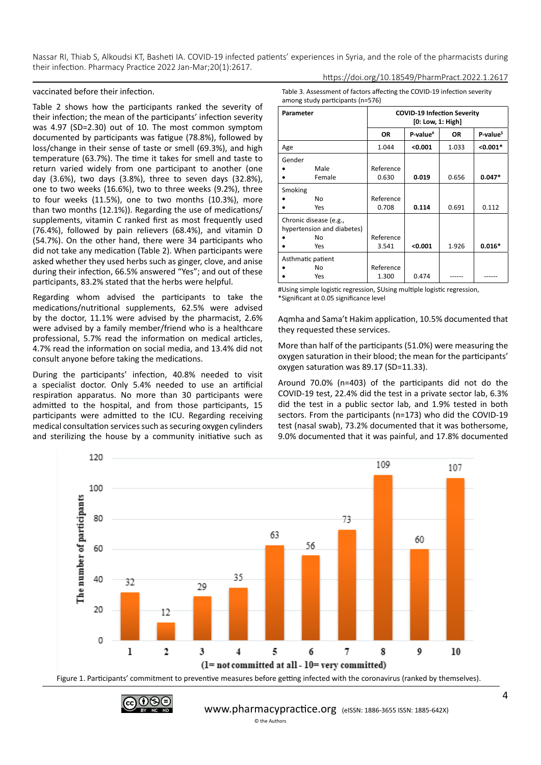vaccinated before their infection.

Table 2 shows how the participants ranked the severity of their infection; the mean of the participants' infection severity was 4.97 (SD=2.30) out of 10. The most common symptom documented by participants was fatigue (78.8%), followed by loss/change in their sense of taste or smell (69.3%), and high temperature (63.7%). The time it takes for smell and taste to return varied widely from one participant to another (one day (3.6%), two days (3.8%), three to seven days (32.8%), one to two weeks (16.6%), two to three weeks (9.2%), three to four weeks (11.5%), one to two months (10.3%), more than two months (12.1%)). Regarding the use of medications/supplements, vitamin C ranked first as most frequently used (76.4%), followed by pain relievers (68.4%), and vitamin D (54.7%). On the other hand, there were 34 participants who did not take any medication (Table 2). When participants were asked whether they used herbs such as ginger, clove, and anise during their infection, 66.5% answered "Yes"; and out of these participants, 83.2% stated that the herbs were helpful.

Regarding whom advised the participants to take the medications/nutritional supplements, 62.5% were advised by the doctor, 11.1% were advised by the pharmacist, 2.6% were advised by a family member/friend who is a healthcare professional, 5.7% read the information on medical articles, 4.7% read the information on social media, and 13.4% did not consult anyone before taking the medications.

During the participants' infection, 40.8% needed to visit a specialist doctor. Only 5.4% needed to use an artificial respiration apparatus. No more than 30 participants were admitted to the hospital, and from those participants, 15 participants were admitted to the ICU. Regarding receiving medical consultation services such as securing oxygen cylinders and sterilizing the house by a community initiative such as Aqmha and Sama't Hakim application, 10.5% documented that they requested these services.

More than half of the participants (51.0%) were measuring the oxygen saturation in their blood; the mean for the participants' oxygen saturation was 89.17 (SD=11.33).

Around 70.0% (n=403) of the participants did not do the COVID-19 test, 22.4% did the test in a private sector lab, 6.3% did the test in a public sector lab, and 1.9% tested in both sectors. From the participants (n=173) who did the COVID-19 test (nasal swab), 73.2% documented that it was bothersome, 9.0% documented that it was painful, and 17.8% documented

Table 3. Assessment of factors affecting the COVID-19 infection severity among study participants (n=576)

| Parameter | COVID-19 Infection Severity [0: Low, 1: High] | | | |
|---|---|---|---|---|
| | OR | P-value# | OR | P-value$ |
| Age | 1.044 | **<0.001** | 1.033 | **<0.001*** |
| Gender<br>• Male<br>• Female | Reference<br>0.630 | **0.019** | 0.656 | **0.047*** |
| Smoking<br>• No<br>• Yes | Reference<br>0.708 | **0.114** | 0.691 | 0.112 |
| Chronic disease (e.g., hypertension and diabetes)<br>• No<br>• Yes | Reference<br>3.541 | **<0.001** | 1.926 | **0.016*** |
| Asthmatic patient<br>• No<br>• Yes | Reference<br>1.300 | 0.474 | ------ | ------ |

#Using simple logistic regression, $Using multiple logistic regression, *Significant at 0.05 significance level

Figure 1. Participants' commitment to preventive measures before getting infected with the coronavirus (ranked by themselves).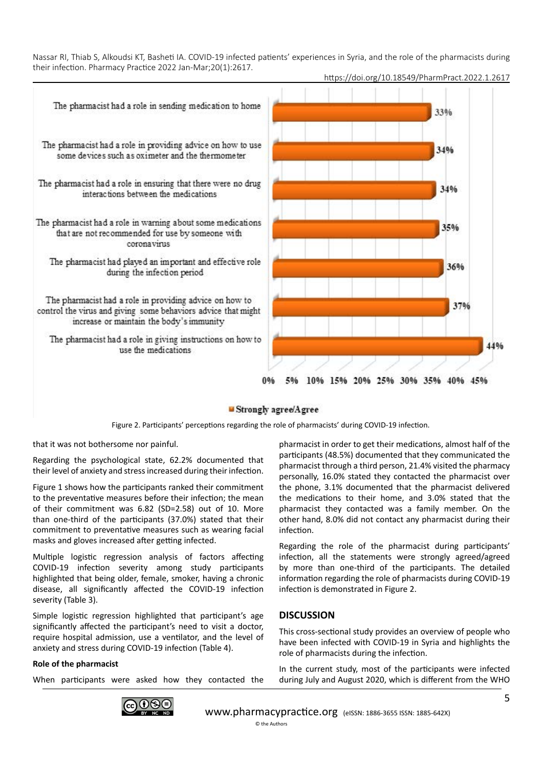Figure 2. Participants' perceptions regarding the role of pharmacists' during COVID-19 infection.

that it was not bothersome nor painful.

Regarding the psychological state, 62.2% documented that their level of anxiety and stress increased during their infection.

Figure 1 shows how the participants ranked their commitment to the preventative measures before their infection; the mean of their commitment was 6.82 (SD=2.58) out of 10. More than one-third of the participants (37.0%) stated that their commitment to preventative measures such as wearing facial masks and gloves increased after getting infected.

Multiple logistic regression analysis of factors affecting COVID-19 infection severity among study participants highlighted that being older, female, smoker, having a chronic disease, all significantly affected the COVID-19 infection severity (Table 3).

Simple logistic regression highlighted that participant's age significantly affected the participant's need to visit a doctor, require hospital admission, use a ventilator, and the level of anxiety and stress during COVID-19 infection (Table 4).

#### Role of the pharmacist

When participants were asked how they contacted the pharmacist in order to get their medications, almost half of the participants (48.5%) documented that they communicated the pharmacist through a third person, 21.4% visited the pharmacy personally, 16.0% stated they contacted the pharmacist over the phone, 3.1% documented that the pharmacist delivered the medications to their home, and 3.0% stated that the pharmacist they contacted was a family member. On the other hand, 8.0% did not contact any pharmacist during their infection.

Regarding the role of the pharmacist during participants' infection, all the statements were strongly agreed/agreed by more than one-third of the participants. The detailed information regarding the role of pharmacists during COVID-19 infection is demonstrated in Figure 2.

## DISCUSSION

This cross-sectional study provides an overview of people who have been infected with COVID-19 in Syria and highlights the role of pharmacists during the infection.

In the current study, most of the participants were infected during July and August 2020, which is different from the WHO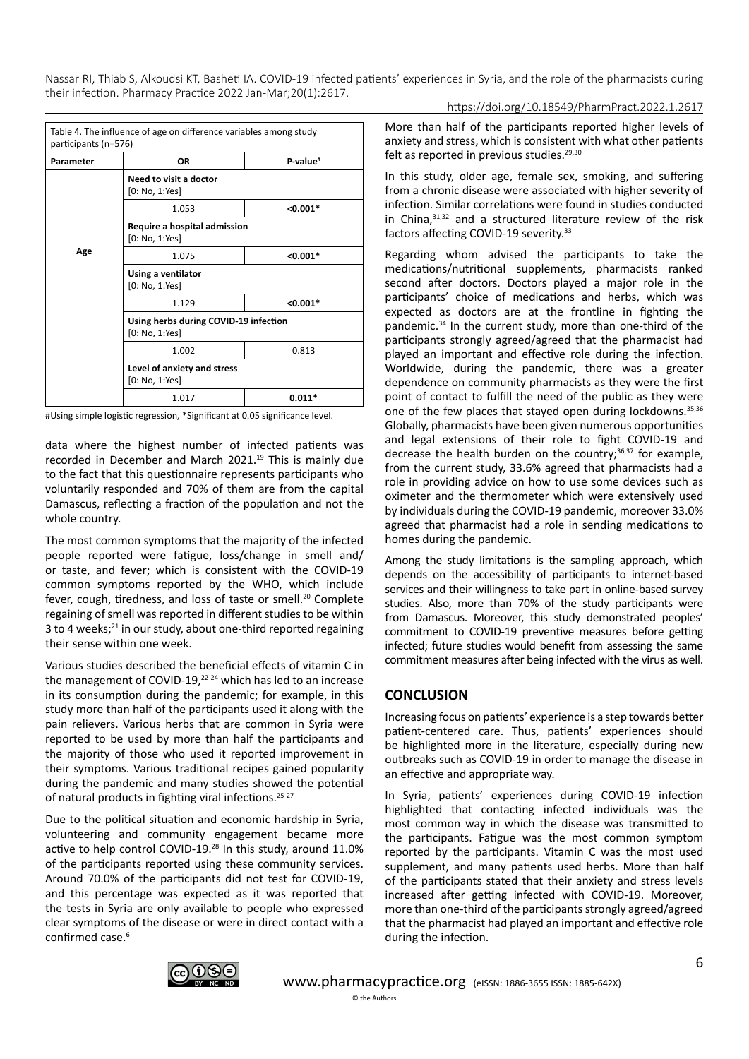Table 4. The influence of age on difference variables among study participants (n=576)

| Parameter | OR | P-value# |
|---|---|---|
| Age | **Need to visit a doctor** [0: No, 1:Yes] | |
| | 1.053 | **<0.001*** |
| | **Require a hospital admission** [0: No, 1:Yes] | |
| | 1.075 | **<0.001*** |
| | **Using a ventilator** [0: No, 1:Yes] | |
| | 1.129 | **<0.001*** |
| | **Using herbs during COVID-19 infection** [0: No, 1:Yes] | |
| | 1.002 | 0.813 |
| | **Level of anxiety and stress** [0: No, 1:Yes] | |
| | 1.017 | **0.011*** |

#Using simple logistic regression, *Significant at 0.05 significance level.

data where the highest number of infected patients was recorded in December and March 2021.[19] This is mainly due to the fact that this questionnaire represents participants who voluntarily responded and 70% of them are from the capital Damascus, reflecting a fraction of the population and not the whole country.

The most common symptoms that the majority of the infected people reported were fatigue, loss/change in smell and/or taste, and fever; which is consistent with the COVID-19 common symptoms reported by the WHO, which include fever, cough, tiredness, and loss of taste or smell.[20] Complete regaining of smell was reported in different studies to be within 3 to 4 weeks;[21] in our study, about one-third reported regaining their sense within one week.

Various studies described the beneficial effects of vitamin C in the management of COVID-19,[22-24] which has led to an increase in its consumption during the pandemic; for example, in this study more than half of the participants used it along with the pain relievers. Various herbs that are common in Syria were reported to be used by more than half the participants and the majority of those who used it reported improvement in their symptoms. Various traditional recipes gained popularity during the pandemic and many studies showed the potential of natural products in fighting viral infections.[25-27]

Due to the political situation and economic hardship in Syria, volunteering and community engagement became more active to help control COVID-19.[28] In this study, around 11.0% of the participants reported using these community services. Around 70.0% of the participants did not test for COVID-19, and this percentage was expected as it was reported that the tests in Syria are only available to people who expressed clear symptoms of the disease or were in direct contact with a confirmed case.[6]

More than half of the participants reported higher levels of anxiety and stress, which is consistent with what other patients felt as reported in previous studies.[29,30]

In this study, older age, female sex, smoking, and suffering from a chronic disease were associated with higher severity of infection. Similar correlations were found in studies conducted in China,[31,32] and a structured literature review of the risk factors affecting COVID-19 severity.[33]

Regarding whom advised the participants to take the medications/nutritional supplements, pharmacists ranked second after doctors. Doctors played a major role in the participants' choice of medications and herbs, which was expected as doctors are at the frontline in fighting the pandemic.[34] In the current study, more than one-third of the participants strongly agreed/agreed that the pharmacist had played an important and effective role during the infection. Worldwide, during the pandemic, there was a greater dependence on community pharmacists as they were the first point of contact to fulfill the need of the public as they were one of the few places that stayed open during lockdowns.[35,36] Globally, pharmacists have been given numerous opportunities and legal extensions of their role to fight COVID-19 and decrease the health burden on the country;[36,37] for example, from the current study, 33.6% agreed that pharmacists had a role in providing advice on how to use some devices such as oximeter and the thermometer which were extensively used by individuals during the COVID-19 pandemic, moreover 33.0% agreed that pharmacist had a role in sending medications to homes during the pandemic.

Among the study limitations is the sampling approach, which depends on the accessibility of participants to internet-based services and their willingness to take part in online-based survey studies. Also, more than 70% of the study participants were from Damascus. Moreover, this study demonstrated peoples' commitment to COVID-19 preventive measures before getting infected; future studies would benefit from assessing the same commitment measures after being infected with the virus as well.

## CONCLUSION

Increasing focus on patients' experience is a step towards better patient-centered care. Thus, patients' experiences should be highlighted more in the literature, especially during new outbreaks such as COVID-19 in order to manage the disease in an effective and appropriate way.

In Syria, patients' experiences during COVID-19 infection highlighted that contacting infected individuals was the most common way in which the disease was transmitted to the participants. Fatigue was the most common symptom reported by the participants. Vitamin C was the most used supplement, and many patients used herbs. More than half of the participants stated that their anxiety and stress levels increased after getting infected with COVID-19. Moreover, more than one-third of the participants strongly agreed/agreed that the pharmacist had played an important and effective role during the infection.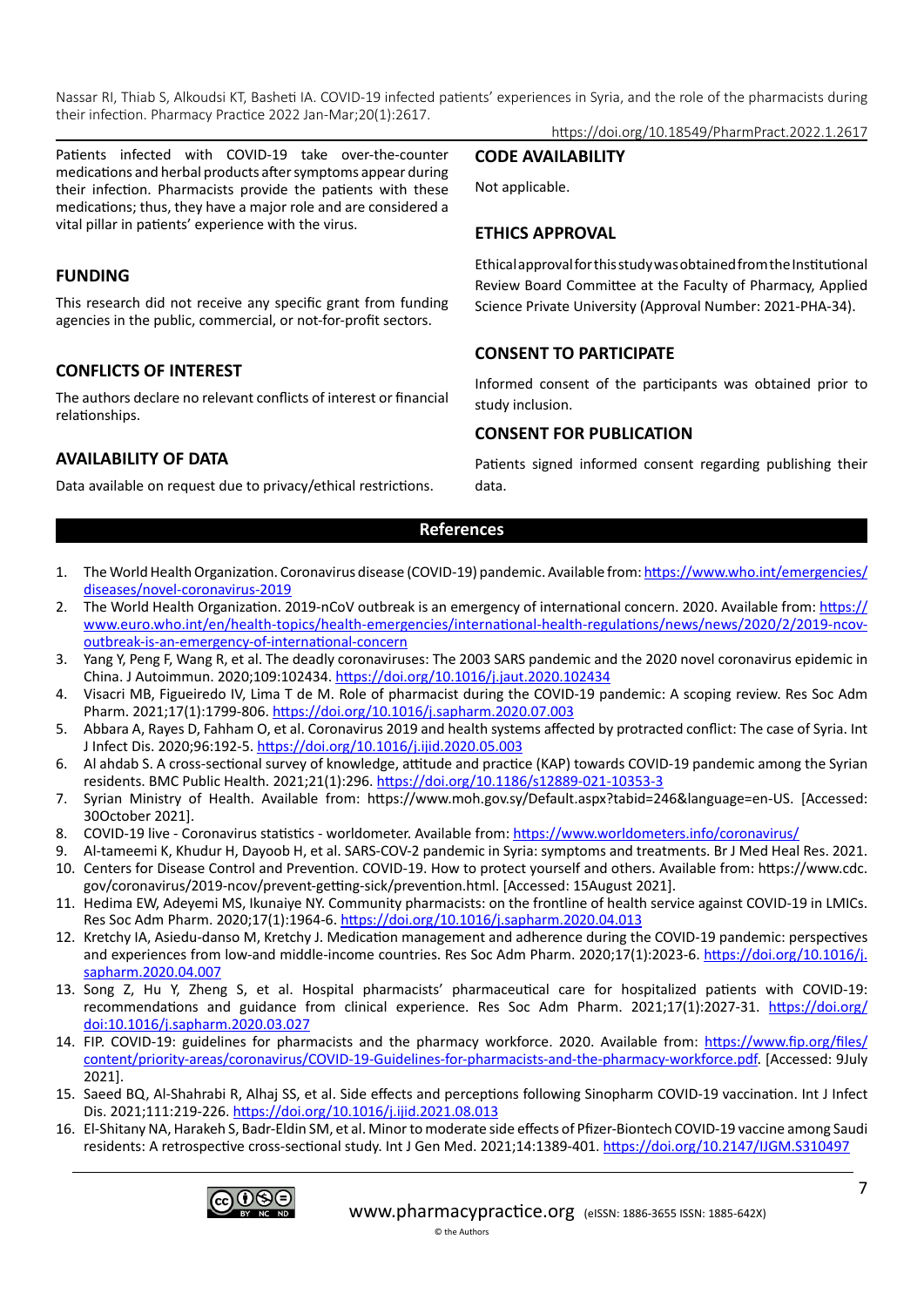Patients infected with COVID-19 take over-the-counter medications and herbal products after symptoms appear during their infection. Pharmacists provide the patients with these medications; thus, they have a major role and are considered a vital pillar in patients' experience with the virus.

## FUNDING

This research did not receive any specific grant from funding agencies in the public, commercial, or not-for-profit sectors.

## CONFLICTS OF INTEREST

The authors declare no relevant conflicts of interest or financial relationships.

## AVAILABILITY OF DATA

Data available on request due to privacy/ethical restrictions.

## CODE AVAILABILITY

Not applicable.

## ETHICS APPROVAL

Ethical approval for this study was obtained from the Institutional Review Board Committee at the Faculty of Pharmacy, Applied Science Private University (Approval Number: 2021-PHA-34).

## CONSENT TO PARTICIPATE

Informed consent of the participants was obtained prior to study inclusion.

## CONSENT FOR PUBLICATION

Patients signed informed consent regarding publishing their data.

## References

1. The World Health Organization. Coronavirus disease (COVID-19) pandemic. Available from: https://www.who.int/emergencies/diseases/novel-coronavirus-2019
2. The World Health Organization. 2019-nCoV outbreak is an emergency of international concern. 2020. Available from: https://www.euro.who.int/en/health-topics/health-emergencies/international-health-regulations/news/news/2020/2/2019-ncov-outbreak-is-an-emergency-of-international-concern
3. Yang Y, Peng F, Wang R, et al. The deadly coronaviruses: The 2003 SARS pandemic and the 2020 novel coronavirus epidemic in China. J Autoimmun. 2020;109:102434. https://doi.org/10.1016/j.jaut.2020.102434
4. Visacri MB, Figueiredo IV, Lima T de M. Role of pharmacist during the COVID-19 pandemic: A scoping review. Res Soc Adm Pharm. 2021;17(1):1799-806. https://doi.org/10.1016/j.sapharm.2020.07.003
5. Abbara A, Rayes D, Fahham O, et al. Coronavirus 2019 and health systems affected by protracted conflict: The case of Syria. Int J Infect Dis. 2020;96:192-5. https://doi.org/10.1016/j.ijid.2020.05.003
6. Al ahdab S. A cross-sectional survey of knowledge, attitude and practice (KAP) towards COVID-19 pandemic among the Syrian residents. BMC Public Health. 2021;21(1):296. https://doi.org/10.1186/s12889-021-10353-3
7. Syrian Ministry of Health. Available from: https://www.moh.gov.sy/Default.aspx?tabid=246&language=en-US. [Accessed: 30October 2021].
8. COVID-19 live - Coronavirus statistics - worldometer. Available from: https://www.worldometers.info/coronavirus/
9. Al-tameemi K, Khudur H, Dayoob H, et al. SARS-COV-2 pandemic in Syria: symptoms and treatments. Br J Med Heal Res. 2021.
10. Centers for Disease Control and Prevention. COVID-19. How to protect yourself and others. Available from: https://www.cdc.gov/coronavirus/2019-ncov/prevent-getting-sick/prevention.html. [Accessed: 15August 2021].
11. Hedima EW, Adeyemi MS, Ikunaiye NY. Community pharmacists: on the frontline of health service against COVID-19 in LMICs. Res Soc Adm Pharm. 2020;17(1):1964-6. https://doi.org/10.1016/j.sapharm.2020.04.013
12. Kretchy IA, Asiedu-danso M, Kretchy J. Medication management and adherence during the COVID-19 pandemic: perspectives and experiences from low-and middle-income countries. Res Soc Adm Pharm. 2020;17(1):2023-6. https://doi.org/10.1016/j.sapharm.2020.04.007
13. Song Z, Hu Y, Zheng S, et al. Hospital pharmacists' pharmaceutical care for hospitalized patients with COVID-19: recommendations and guidance from clinical experience. Res Soc Adm Pharm. 2021;17(1):2027-31. https://doi.org/doi:10.1016/j.sapharm.2020.03.027
14. FIP. COVID-19: guidelines for pharmacists and the pharmacy workforce. 2020. Available from: https://www.fip.org/files/content/priority-areas/coronavirus/COVID-19-Guidelines-for-pharmacists-and-the-pharmacy-workforce.pdf. [Accessed: 9July 2021].
15. Saeed BQ, Al-Shahrabi R, Alhaj SS, et al. Side effects and perceptions following Sinopharm COVID-19 vaccination. Int J Infect Dis. 2021;111:219-226. https://doi.org/10.1016/j.ijid.2021.08.013
16. El-Shitany NA, Harakeh S, Badr-Eldin SM, et al. Minor to moderate side effects of Pfizer-Biontech COVID-19 vaccine among Saudi residents: A retrospective cross-sectional study. Int J Gen Med. 2021;14:1389-401. https://doi.org/10.2147/IJGM.S310497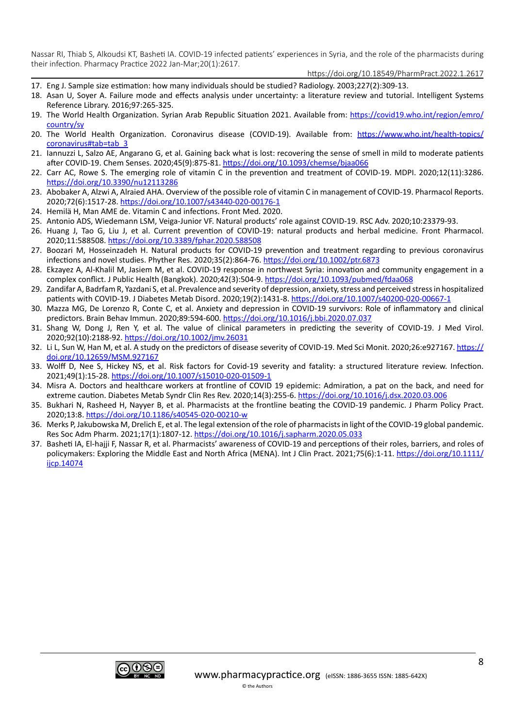17. Eng J. Sample size estimation: how many individuals should be studied? Radiology. 2003;227(2):309-13.
18. Asan U, Soyer A. Failure mode and effects analysis under uncertainty: a literature review and tutorial. Intelligent Systems Reference Library. 2016;97:265-325.
19. The World Health Organization. Syrian Arab Republic Situation 2021. Available from: https://covid19.who.int/region/emro/country/sy
20. The World Health Organization. Coronavirus disease (COVID-19). Available from: https://www.who.int/health-topics/coronavirus#tab=tab_3
21. Iannuzzi L, Salzo AE, Angarano G, et al. Gaining back what is lost: recovering the sense of smell in mild to moderate patients after COVID-19. Chem Senses. 2020;45(9):875-81. https://doi.org/10.1093/chemse/bjaa066
22. Carr AC, Rowe S. The emerging role of vitamin C in the prevention and treatment of COVID-19. MDPI. 2020;12(11):3286. https://doi.org/10.3390/nu12113286
23. Abobaker A, Alzwi A, Alraied AHA. Overview of the possible role of vitamin C in management of COVID-19. Pharmacol Reports. 2020;72(6):1517-28. https://doi.org/10.1007/s43440-020-00176-1
24. Hemilä H, Man AME de. Vitamin C and infections. Front Med. 2020.
25. Antonio ADS, Wiedemann LSM, Veiga-Junior VF. Natural products' role against COVID-19. RSC Adv. 2020;10:23379-93.
26. Huang J, Tao G, Liu J, et al. Current prevention of COVID-19: natural products and herbal medicine. Front Pharmacol. 2020;11:588508. https://doi.org/10.3389/fphar.2020.588508
27. Boozari M, Hosseinzadeh H. Natural products for COVID-19 prevention and treatment regarding to previous coronavirus infections and novel studies. Phyther Res. 2020;35(2):864-76. https://doi.org/10.1002/ptr.6873
28. Ekzayez A, Al-Khalil M, Jasiem M, et al. COVID-19 response in northwest Syria: innovation and community engagement in a complex conflict. J Public Health (Bangkok). 2020;42(3):504-9. https://doi.org/10.1093/pubmed/fdaa068
29. Zandifar A, Badrfam R, Yazdani S, et al. Prevalence and severity of depression, anxiety, stress and perceived stress in hospitalized patients with COVID-19. J Diabetes Metab Disord. 2020;19(2):1431-8. https://doi.org/10.1007/s40200-020-00667-1
30. Mazza MG, De Lorenzo R, Conte C, et al. Anxiety and depression in COVID-19 survivors: Role of inflammatory and clinical predictors. Brain Behav Immun. 2020;89:594-600. https://doi.org/10.1016/j.bbi.2020.07.037
31. Shang W, Dong J, Ren Y, et al. The value of clinical parameters in predicting the severity of COVID-19. J Med Virol. 2020;92(10):2188-92. https://doi.org/10.1002/jmv.26031
32. Li L, Sun W, Han M, et al. A study on the predictors of disease severity of COVID-19. Med Sci Monit. 2020;26:e927167. https://doi.org/10.12659/MSM.927167
33. Wolff D, Nee S, Hickey NS, et al. Risk factors for Covid-19 severity and fatality: a structured literature review. Infection. 2021;49(1):15-28. https://doi.org/10.1007/s15010-020-01509-1
34. Misra A. Doctors and healthcare workers at frontline of COVID 19 epidemic: Admiration, a pat on the back, and need for extreme caution. Diabetes Metab Syndr Clin Res Rev. 2020;14(3):255-6. https://doi.org/10.1016/j.dsx.2020.03.006
35. Bukhari N, Rasheed H, Nayyer B, et al. Pharmacists at the frontline beating the COVID-19 pandemic. J Pharm Policy Pract. 2020;13:8. https://doi.org/10.1186/s40545-020-00210-w
36. Merks P, Jakubowska M, Drelich E, et al. The legal extension of the role of pharmacists in light of the COVID-19 global pandemic. Res Soc Adm Pharm. 2021;17(1):1807-12. https://doi.org/10.1016/j.sapharm.2020.05.033
37. Basheti IA, El-hajji F, Nassar R, et al. Pharmacists' awareness of COVID-19 and perceptions of their roles, barriers, and roles of policymakers: Exploring the Middle East and North Africa (MENA). Int J Clin Pract. 2021;75(6):1-11. https://doi.org/10.1111/ijcp.14074